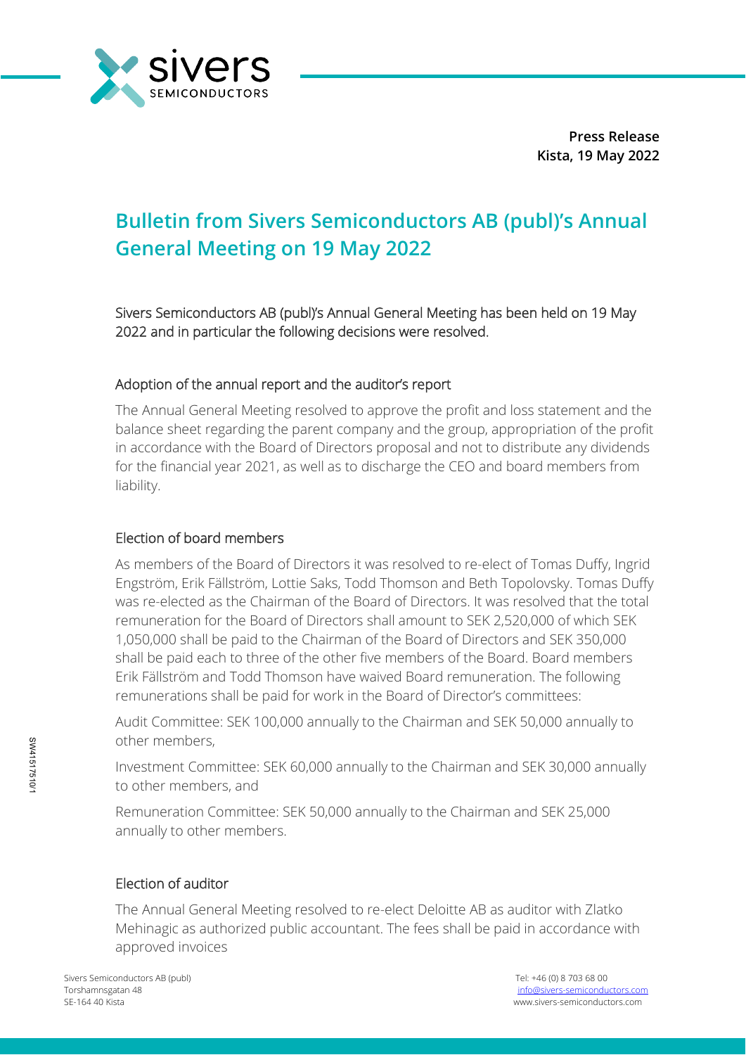**Press Release**
**Kista, 19 May 2022**

# Bulletin from Sivers Semiconductors AB (publ)'s Annual General Meeting on 19 May 2022

Sivers Semiconductors AB (publ)'s Annual General Meeting has been held on 19 May 2022 and in particular the following decisions were resolved.

## Adoption of the annual report and the auditor's report

The Annual General Meeting resolved to approve the profit and loss statement and the balance sheet regarding the parent company and the group, appropriation of the profit in accordance with the Board of Directors proposal and not to distribute any dividends for the financial year 2021, as well as to discharge the CEO and board members from liability.

## Election of board members

As members of the Board of Directors it was resolved to re-elect of Tomas Duffy, Ingrid Engström, Erik Fällström, Lottie Saks, Todd Thomson and Beth Topolovsky. Tomas Duffy was re-elected as the Chairman of the Board of Directors. It was resolved that the total remuneration for the Board of Directors shall amount to SEK 2,520,000 of which SEK 1,050,000 shall be paid to the Chairman of the Board of Directors and SEK 350,000 shall be paid each to three of the other five members of the Board. Board members Erik Fällström and Todd Thomson have waived Board remuneration. The following remunerations shall be paid for work in the Board of Director's committees:

Audit Committee: SEK 100,000 annually to the Chairman and SEK 50,000 annually to other members,

Investment Committee: SEK 60,000 annually to the Chairman and SEK 30,000 annually to other members, and

Remuneration Committee: SEK 50,000 annually to the Chairman and SEK 25,000 annually to other members.

## Election of auditor

The Annual General Meeting resolved to re-elect Deloitte AB as auditor with Zlatko Mehinagic as authorized public accountant. The fees shall be paid in accordance with approved invoices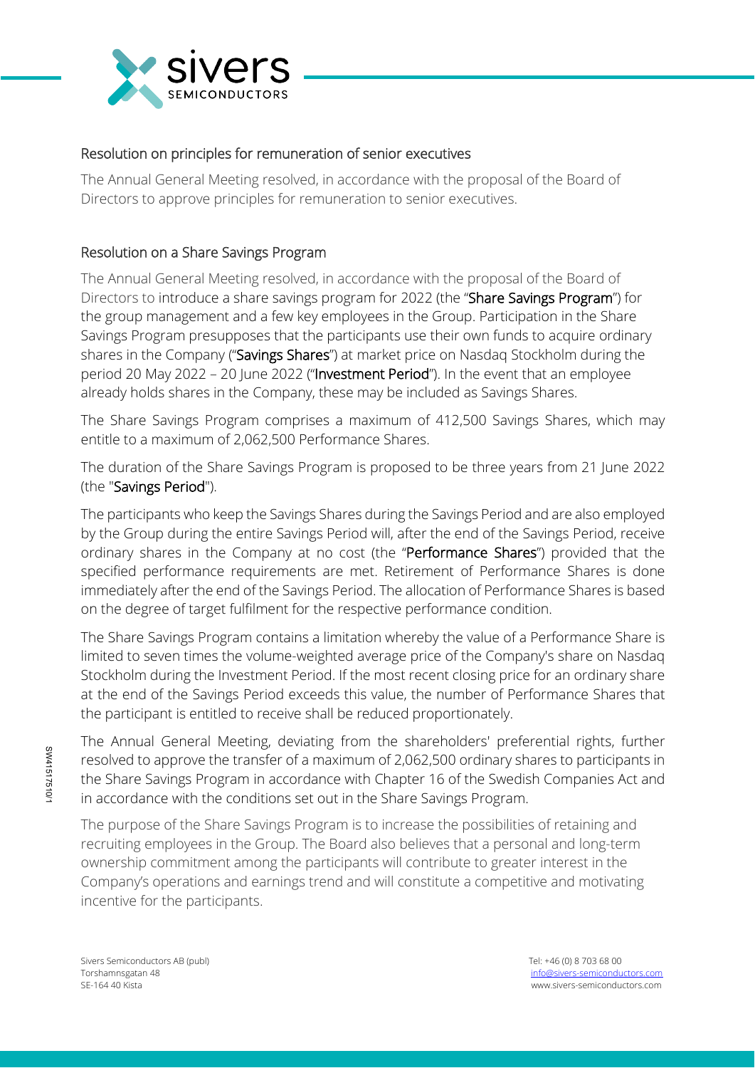## Resolution on principles for remuneration of senior executives

The Annual General Meeting resolved, in accordance with the proposal of the Board of Directors to approve principles for remuneration to senior executives.

## Resolution on a Share Savings Program

The Annual General Meeting resolved, in accordance with the proposal of the Board of Directors to introduce a share savings program for 2022 (the "Share Savings Program") for the group management and a few key employees in the Group. Participation in the Share Savings Program presupposes that the participants use their own funds to acquire ordinary shares in the Company ("Savings Shares") at market price on Nasdaq Stockholm during the period 20 May 2022 – 20 June 2022 ("Investment Period"). In the event that an employee already holds shares in the Company, these may be included as Savings Shares.

The Share Savings Program comprises a maximum of 412,500 Savings Shares, which may entitle to a maximum of 2,062,500 Performance Shares.

The duration of the Share Savings Program is proposed to be three years from 21 June 2022 (the "Savings Period").

The participants who keep the Savings Shares during the Savings Period and are also employed by the Group during the entire Savings Period will, after the end of the Savings Period, receive ordinary shares in the Company at no cost (the "Performance Shares") provided that the specified performance requirements are met. Retirement of Performance Shares is done immediately after the end of the Savings Period. The allocation of Performance Shares is based on the degree of target fulfilment for the respective performance condition.

The Share Savings Program contains a limitation whereby the value of a Performance Share is limited to seven times the volume-weighted average price of the Company's share on Nasdaq Stockholm during the Investment Period. If the most recent closing price for an ordinary share at the end of the Savings Period exceeds this value, the number of Performance Shares that the participant is entitled to receive shall be reduced proportionately.

The Annual General Meeting, deviating from the shareholders' preferential rights, further resolved to approve the transfer of a maximum of 2,062,500 ordinary shares to participants in the Share Savings Program in accordance with Chapter 16 of the Swedish Companies Act and in accordance with the conditions set out in the Share Savings Program.

The purpose of the Share Savings Program is to increase the possibilities of retaining and recruiting employees in the Group. The Board also believes that a personal and long-term ownership commitment among the participants will contribute to greater interest in the Company's operations and earnings trend and will constitute a competitive and motivating incentive for the participants.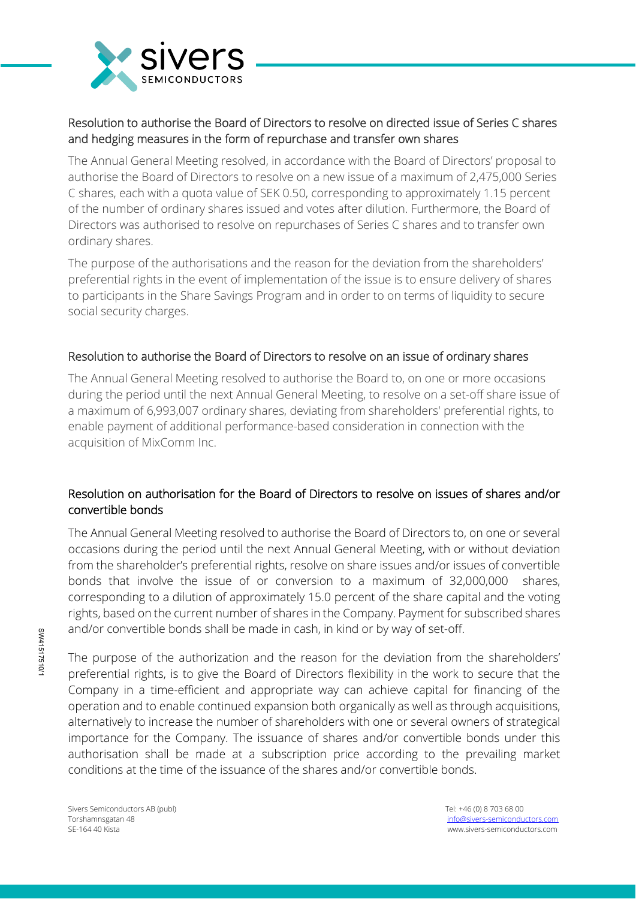## Resolution to authorise the Board of Directors to resolve on directed issue of Series C shares and hedging measures in the form of repurchase and transfer own shares

The Annual General Meeting resolved, in accordance with the Board of Directors' proposal to authorise the Board of Directors to resolve on a new issue of a maximum of 2,475,000 Series C shares, each with a quota value of SEK 0.50, corresponding to approximately 1.15 percent of the number of ordinary shares issued and votes after dilution. Furthermore, the Board of Directors was authorised to resolve on repurchases of Series C shares and to transfer own ordinary shares.

The purpose of the authorisations and the reason for the deviation from the shareholders' preferential rights in the event of implementation of the issue is to ensure delivery of shares to participants in the Share Savings Program and in order to on terms of liquidity to secure social security charges.

## Resolution to authorise the Board of Directors to resolve on an issue of ordinary shares

The Annual General Meeting resolved to authorise the Board to, on one or more occasions during the period until the next Annual General Meeting, to resolve on a set-off share issue of a maximum of 6,993,007 ordinary shares, deviating from shareholders' preferential rights, to enable payment of additional performance-based consideration in connection with the acquisition of MixComm Inc.

## Resolution on authorisation for the Board of Directors to resolve on issues of shares and/or convertible bonds

The Annual General Meeting resolved to authorise the Board of Directors to, on one or several occasions during the period until the next Annual General Meeting, with or without deviation from the shareholder's preferential rights, resolve on share issues and/or issues of convertible bonds that involve the issue of or conversion to a maximum of 32,000,000 shares, corresponding to a dilution of approximately 15.0 percent of the share capital and the voting rights, based on the current number of shares in the Company. Payment for subscribed shares and/or convertible bonds shall be made in cash, in kind or by way of set-off.

The purpose of the authorization and the reason for the deviation from the shareholders' preferential rights, is to give the Board of Directors flexibility in the work to secure that the Company in a time-efficient and appropriate way can achieve capital for financing of the operation and to enable continued expansion both organically as well as through acquisitions, alternatively to increase the number of shareholders with one or several owners of strategical importance for the Company. The issuance of shares and/or convertible bonds under this authorisation shall be made at a subscription price according to the prevailing market conditions at the time of the issuance of the shares and/or convertible bonds.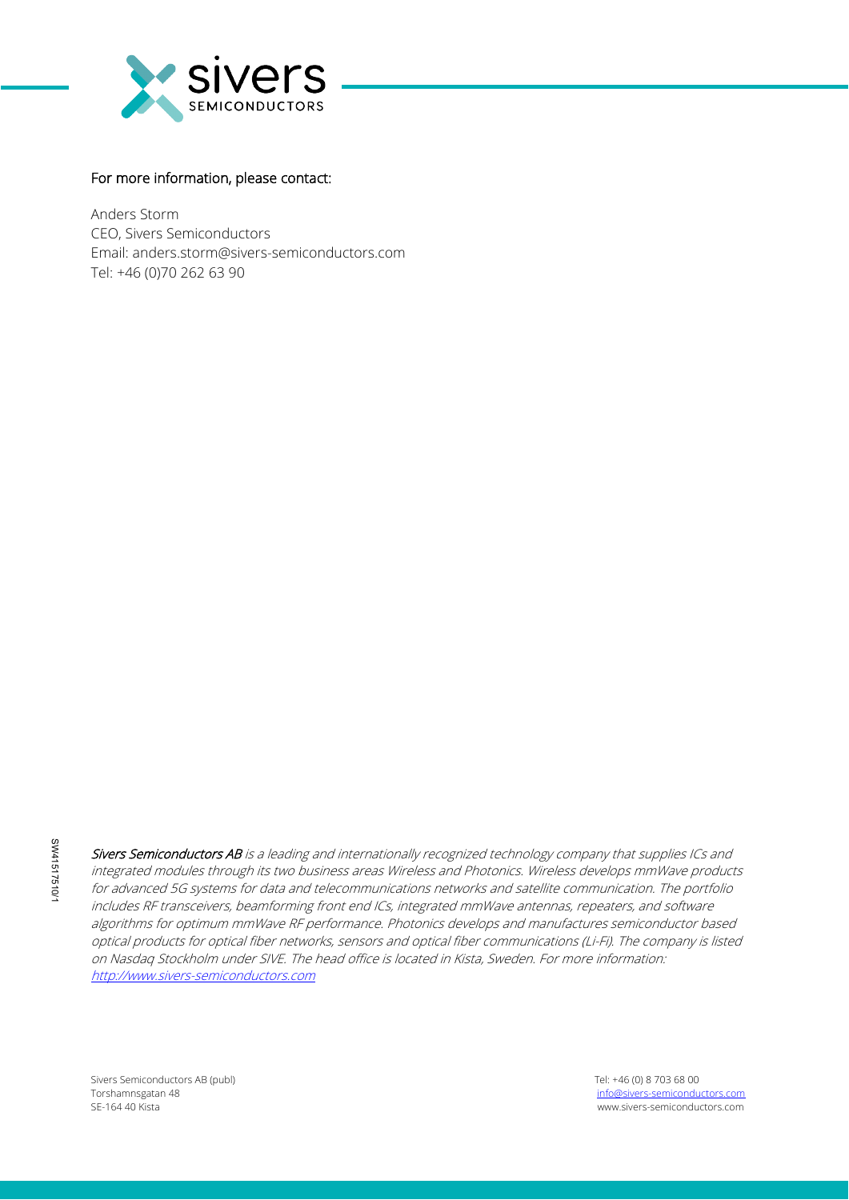For more information, please contact:

Anders Storm
CEO, Sivers Semiconductors
Email: anders.storm@sivers-semiconductors.com
Tel: +46 (0)70 262 63 90

*Sivers Semiconductors AB is a leading and internationally recognized technology company that supplies ICs and integrated modules through its two business areas Wireless and Photonics. Wireless develops mmWave products for advanced 5G systems for data and telecommunications networks and satellite communication. The portfolio includes RF transceivers, beamforming front end ICs, integrated mmWave antennas, repeaters, and software algorithms for optimum mmWave RF performance. Photonics develops and manufactures semiconductor based optical products for optical fiber networks, sensors and optical fiber communications (Li-Fi). The company is listed on Nasdaq Stockholm under SIVE. The head office is located in Kista, Sweden. For more information: [http://www.sivers-semiconductors.com](http://www.sivers-semiconductors.com)*

Sivers Semiconductors AB (publ)
Torshamnsgatan 48
SE-164 40 Kista

Tel: +46 (0) 8 703 68 00
info@sivers-semiconductors.com
www.sivers-semiconductors.com